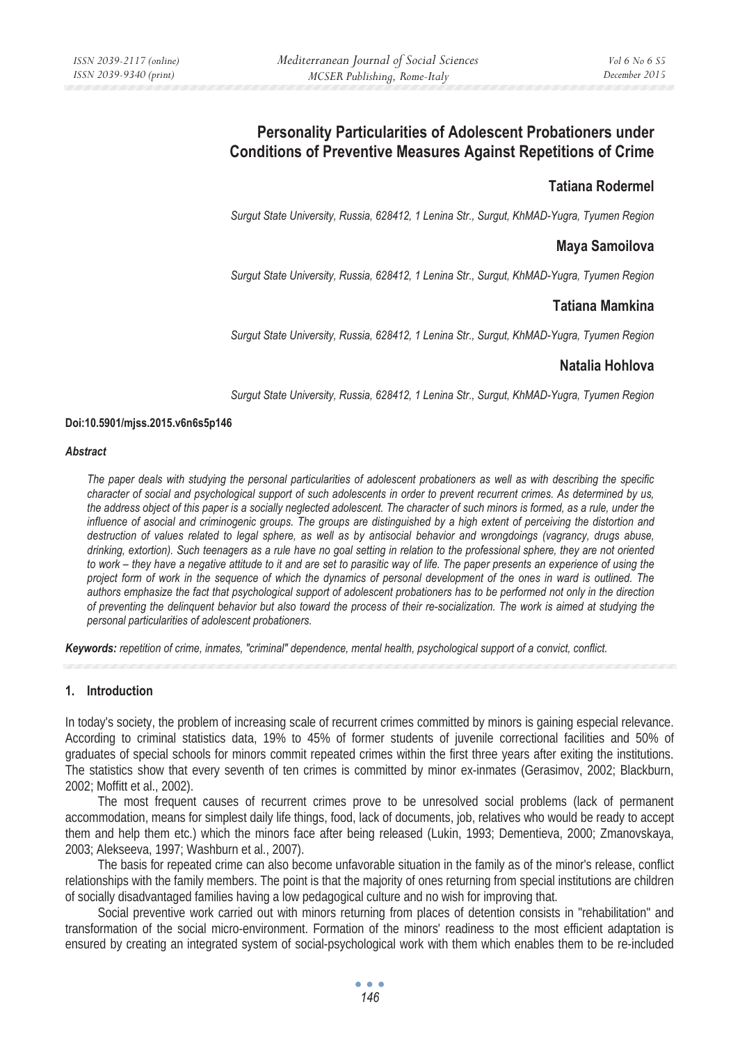# Personality Particularities of Adolescent Probationers under Conditions of Preventive Measures Against Repetitions of Crime

**Tatiana Rodermel**

*Surgut State University, Russia, 628412, 1 Lenina Str., Surgut, KhMAD-Yugra, Tyumen Region*

**Maya Samoilova**

*Surgut State University, Russia, 628412, 1 Lenina Str., Surgut, KhMAD-Yugra, Tyumen Region*

**Tatiana Mamkina**

*Surgut State University, Russia, 628412, 1 Lenina Str., Surgut, KhMAD-Yugra, Tyumen Region*

**Natalia Hohlova**

*Surgut State University, Russia, 628412, 1 Lenina Str., Surgut, KhMAD-Yugra, Tyumen Region*

**Doi:10.5901/mjss.2015.v6n6s5p146**

***Abstract***

*The paper deals with studying the personal particularities of adolescent probationers as well as with describing the specific character of social and psychological support of such adolescents in order to prevent recurrent crimes. As determined by us, the address object of this paper is a socially neglected adolescent. The character of such minors is formed, as a rule, under the influence of asocial and criminogenic groups. The groups are distinguished by a high extent of perceiving the distortion and destruction of values related to legal sphere, as well as by antisocial behavior and wrongdoings (vagrancy, drugs abuse, drinking, extortion). Such teenagers as a rule have no goal setting in relation to the professional sphere, they are not oriented to work – they have a negative attitude to it and are set to parasitic way of life. The paper presents an experience of using the project form of work in the sequence of which the dynamics of personal development of the ones in ward is outlined. The authors emphasize the fact that psychological support of adolescent probationers has to be performed not only in the direction of preventing the delinquent behavior but also toward the process of their re-socialization. The work is aimed at studying the personal particularities of adolescent probationers.*

***Keywords:*** *repetition of crime, inmates, "criminal" dependence, mental health, psychological support of a convict, conflict.*

## 1. Introduction

In today's society, the problem of increasing scale of recurrent crimes committed by minors is gaining especial relevance. According to criminal statistics data, 19% to 45% of former students of juvenile correctional facilities and 50% of graduates of special schools for minors commit repeated crimes within the first three years after exiting the institutions. The statistics show that every seventh of ten crimes is committed by minor ex-inmates (Gerasimov, 2002; Blackburn, 2002; Moffitt et al., 2002).

The most frequent causes of recurrent crimes prove to be unresolved social problems (lack of permanent accommodation, means for simplest daily life things, food, lack of documents, job, relatives who would be ready to accept them and help them etc.) which the minors face after being released (Lukin, 1993; Dementieva, 2000; Zmanovskaya, 2003; Alekseeva, 1997; Washburn et al., 2007).

The basis for repeated crime can also become unfavorable situation in the family as of the minor's release, conflict relationships with the family members. The point is that the majority of ones returning from special institutions are children of socially disadvantaged families having a low pedagogical culture and no wish for improving that.

Social preventive work carried out with minors returning from places of detention consists in "rehabilitation" and transformation of the social micro-environment. Formation of the minors' readiness to the most efficient adaptation is ensured by creating an integrated system of social-psychological work with them which enables them to be re-included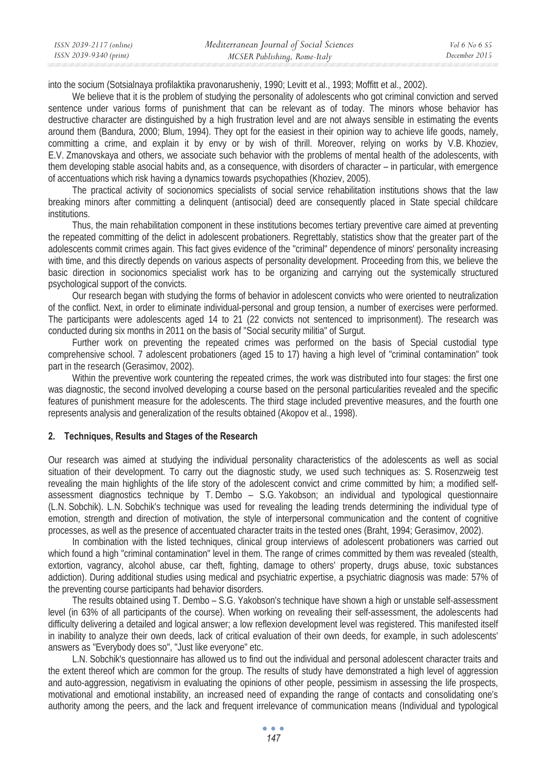into the socium (Sotsialnaya profilaktika pravonarusheniy, 1990; Levitt et al., 1993; Moffitt et al., 2002).

We believe that it is the problem of studying the personality of adolescents who got criminal conviction and served sentence under various forms of punishment that can be relevant as of today. The minors whose behavior has destructive character are distinguished by a high frustration level and are not always sensible in estimating the events around them (Bandura, 2000; Blum, 1994). They opt for the easiest in their opinion way to achieve life goods, namely, committing a crime, and explain it by envy or by wish of thrill. Moreover, relying on works by V.B. Khoziev, E.V. Zmanovskaya and others, we associate such behavior with the problems of mental health of the adolescents, with them developing stable asocial habits and, as a consequence, with disorders of character – in particular, with emergence of accentuations which risk having a dynamics towards psychopathies (Khoziev, 2005).

The practical activity of socionomics specialists of social service rehabilitation institutions shows that the law breaking minors after committing a delinquent (antisocial) deed are consequently placed in State special childcare institutions.

Thus, the main rehabilitation component in these institutions becomes tertiary preventive care aimed at preventing the repeated committing of the delict in adolescent probationers. Regrettably, statistics show that the greater part of the adolescents commit crimes again. This fact gives evidence of the "criminal" dependence of minors' personality increasing with time, and this directly depends on various aspects of personality development. Proceeding from this, we believe the basic direction in socionomics specialist work has to be organizing and carrying out the systemically structured psychological support of the convicts.

Our research began with studying the forms of behavior in adolescent convicts who were oriented to neutralization of the conflict. Next, in order to eliminate individual-personal and group tension, a number of exercises were performed. The participants were adolescents aged 14 to 21 (22 convicts not sentenced to imprisonment). The research was conducted during six months in 2011 on the basis of "Social security militia" of Surgut.

Further work on preventing the repeated crimes was performed on the basis of Special custodial type comprehensive school. 7 adolescent probationers (aged 15 to 17) having a high level of "criminal contamination" took part in the research (Gerasimov, 2002).

Within the preventive work countering the repeated crimes, the work was distributed into four stages: the first one was diagnostic, the second involved developing a course based on the personal particularities revealed and the specific features of punishment measure for the adolescents. The third stage included preventive measures, and the fourth one represents analysis and generalization of the results obtained (Akopov et al., 1998).

## 2. Techniques, Results and Stages of the Research

Our research was aimed at studying the individual personality characteristics of the adolescents as well as social situation of their development. To carry out the diagnostic study, we used such techniques as: S. Rosenzweig test revealing the main highlights of the life story of the adolescent convict and crime committed by him; a modified self-assessment diagnostics technique by T. Dembo – S.G. Yakobson; an individual and typological questionnaire (L.N. Sobchik). L.N. Sobchik's technique was used for revealing the leading trends determining the individual type of emotion, strength and direction of motivation, the style of interpersonal communication and the content of cognitive processes, as well as the presence of accentuated character traits in the tested ones (Braht, 1994; Gerasimov, 2002).

In combination with the listed techniques, clinical group interviews of adolescent probationers was carried out which found a high "criminal contamination" level in them. The range of crimes committed by them was revealed (stealth, extortion, vagrancy, alcohol abuse, car theft, fighting, damage to others' property, drugs abuse, toxic substances addiction). During additional studies using medical and psychiatric expertise, a psychiatric diagnosis was made: 57% of the preventing course participants had behavior disorders.

The results obtained using T. Dembo – S.G. Yakobson's technique have shown a high or unstable self-assessment level (in 63% of all participants of the course). When working on revealing their self-assessment, the adolescents had difficulty delivering a detailed and logical answer; a low reflexion development level was registered. This manifested itself in inability to analyze their own deeds, lack of critical evaluation of their own deeds, for example, in such adolescents' answers as "Everybody does so", "Just like everyone" etc.

L.N. Sobchik's questionnaire has allowed us to find out the individual and personal adolescent character traits and the extent thereof which are common for the group. The results of study have demonstrated a high level of aggression and auto-aggression, negativism in evaluating the opinions of other people, pessimism in assessing the life prospects, motivational and emotional instability, an increased need of expanding the range of contacts and consolidating one's authority among the peers, and the lack and frequent irrelevance of communication means (Individual and typological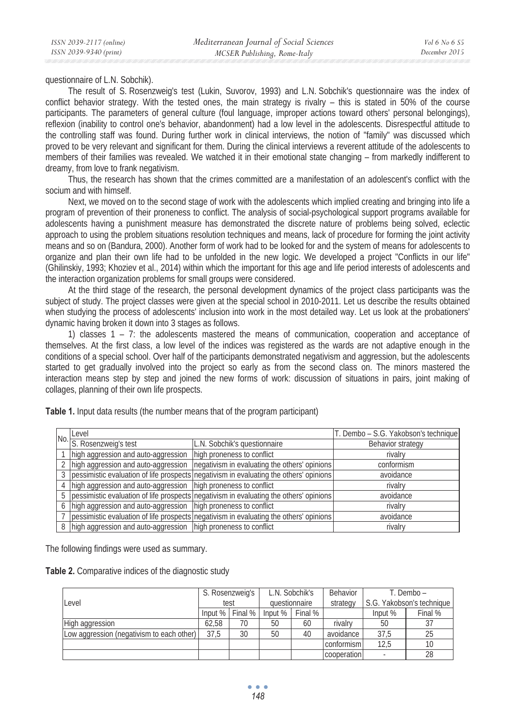questionnaire of L.N. Sobchik).

The result of S. Rosenzweig's test (Lukin, Suvorov, 1993) and L.N. Sobchik's questionnaire was the index of conflict behavior strategy. With the tested ones, the main strategy is rivalry – this is stated in 50% of the course participants. The parameters of general culture (foul language, improper actions toward others' personal belongings), reflexion (inability to control one's behavior, abandonment) had a low level in the adolescents. Disrespectful attitude to the controlling staff was found. During further work in clinical interviews, the notion of "family" was discussed which proved to be very relevant and significant for them. During the clinical interviews a reverent attitude of the adolescents to members of their families was revealed. We watched it in their emotional state changing – from markedly indifferent to dreamy, from love to frank negativism.

Thus, the research has shown that the crimes committed are a manifestation of an adolescent's conflict with the socium and with himself.

Next, we moved on to the second stage of work with the adolescents which implied creating and bringing into life a program of prevention of their proneness to conflict. The analysis of social-psychological support programs available for adolescents having a punishment measure has demonstrated the discrete nature of problems being solved, eclectic approach to using the problem situations resolution techniques and means, lack of procedure for forming the joint activity means and so on (Bandura, 2000). Another form of work had to be looked for and the system of means for adolescents to organize and plan their own life had to be unfolded in the new logic. We developed a project "Conflicts in our life" (Ghilinskiy, 1993; Khoziev et al., 2014) within which the important for this age and life period interests of adolescents and the interaction organization problems for small groups were considered.

At the third stage of the research, the personal development dynamics of the project class participants was the subject of study. The project classes were given at the special school in 2010-2011. Let us describe the results obtained when studying the process of adolescents' inclusion into work in the most detailed way. Let us look at the probationers' dynamic having broken it down into 3 stages as follows.

1) classes 1 – 7: the adolescents mastered the means of communication, cooperation and acceptance of themselves. At the first class, a low level of the indices was registered as the wards are not adaptive enough in the conditions of a special school. Over half of the participants demonstrated negativism and aggression, but the adolescents started to get gradually involved into the project so early as from the second class on. The minors mastered the interaction means step by step and joined the new forms of work: discussion of situations in pairs, joint making of collages, planning of their own life prospects.

**Table 1.** Input data results (the number means that of the program participant)

| No. | Level | | T. Dembo – S.G. Yakobson's technique |
|---|---|---|---|
| | S. Rosenzweig's test | L.N. Sobchik's questionnaire | Behavior strategy |
| 1 | high aggression and auto-aggression | high proneness to conflict | rivalry |
| 2 | high aggression and auto-aggression | negativism in evaluating the others' opinions | conformism |
| 3 | pessimistic evaluation of life prospects | negativism in evaluating the others' opinions | avoidance |
| 4 | high aggression and auto-aggression | high proneness to conflict | rivalry |
| 5 | pessimistic evaluation of life prospects | negativism in evaluating the others' opinions | avoidance |
| 6 | high aggression and auto-aggression | high proneness to conflict | rivalry |
| 7 | pessimistic evaluation of life prospects | negativism in evaluating the others' opinions | avoidance |
| 8 | high aggression and auto-aggression | high proneness to conflict | rivalry |

The following findings were used as summary.

**Table 2.** Comparative indices of the diagnostic study

| Level | S. Rosenzweig's test | | L.N. Sobchik's questionnaire | | Behavior strategy | T. Dembo – S.G. Yakobson's technique | |
|---|---|---|---|---|---|---|---|
| | Input % | Final % | Input % | Final % | | Input % | Final % |
| High aggression | 62,58 | 70 | 50 | 60 | rivalry | 50 | 37 |
| Low aggression (negativism to each other) | 37,5 | 30 | 50 | 40 | avoidance | 37,5 | 25 |
| | | | | | conformism | 12,5 | 10 |
| | | | | | cooperation | - | 28 |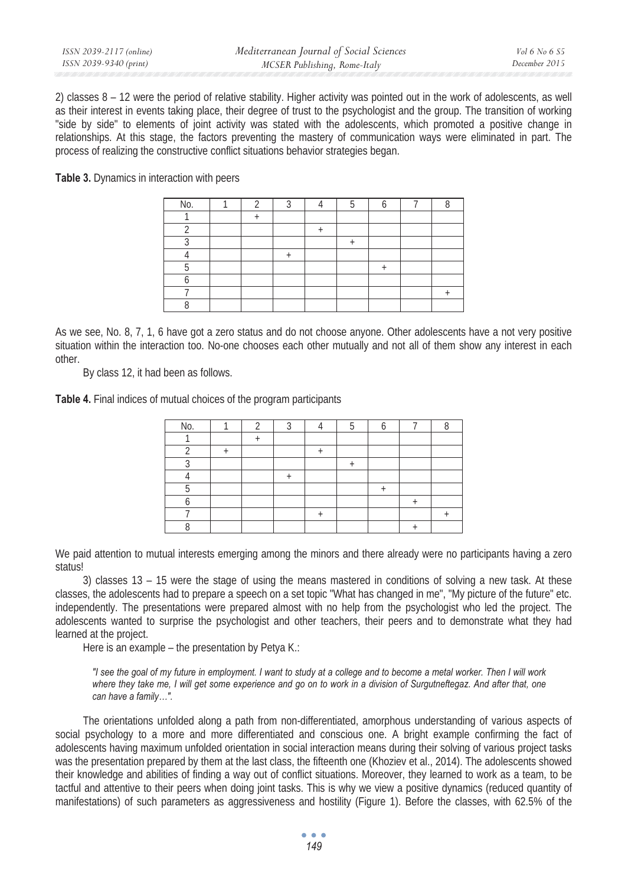2) classes 8 – 12 were the period of relative stability. Higher activity was pointed out in the work of adolescents, as well as their interest in events taking place, their degree of trust to the psychologist and the group. The transition of working "side by side" to elements of joint activity was stated with the adolescents, which promoted a positive change in relationships. At this stage, the factors preventing the mastery of communication ways were eliminated in part. The process of realizing the constructive conflict situations behavior strategies began.

**Table 3.** Dynamics in interaction with peers

| No. | 1 | 2 | 3 | 4 | 5 | 6 | 7 | 8 |
|---|---|---|---|---|---|---|---|---|
| 1 | | + | | | | | | |
| 2 | | | | + | | | | |
| 3 | | | | | + | | | |
| 4 | | | + | | | | | |
| 5 | | | | | | + | | |
| 6 | | | | | | | | |
| 7 | | | | | | | | + |
| 8 | | | | | | | | |

As we see, No. 8, 7, 1, 6 have got a zero status and do not choose anyone. Other adolescents have a not very positive situation within the interaction too. No-one chooses each other mutually and not all of them show any interest in each other.

By class 12, it had been as follows.

**Table 4.** Final indices of mutual choices of the program participants

| No. | 1 | 2 | 3 | 4 | 5 | 6 | 7 | 8 |
|---|---|---|---|---|---|---|---|---|
| 1 | | + | | | | | | |
| 2 | + | | | + | | | | |
| 3 | | | | | + | | | |
| 4 | | | + | | | | | |
| 5 | | | | | | + | | |
| 6 | | | | | | | + | |
| 7 | | | | + | | | | + |
| 8 | | | | | | | + | |

We paid attention to mutual interests emerging among the minors and there already were no participants having a zero status!

3) classes 13 – 15 were the stage of using the means mastered in conditions of solving a new task. At these classes, the adolescents had to prepare a speech on a set topic "What has changed in me", "My picture of the future" etc. independently. The presentations were prepared almost with no help from the psychologist who led the project. The adolescents wanted to surprise the psychologist and other teachers, their peers and to demonstrate what they had learned at the project.

Here is an example – the presentation by Petya K.:

> *"I see the goal of my future in employment. I want to study at a college and to become a metal worker. Then I will work where they take me, I will get some experience and go on to work in a division of Surgutneftegaz. And after that, one can have a family…".*

The orientations unfolded along a path from non-differentiated, amorphous understanding of various aspects of social psychology to a more and more differentiated and conscious one. A bright example confirming the fact of adolescents having maximum unfolded orientation in social interaction means during their solving of various project tasks was the presentation prepared by them at the last class, the fifteenth one (Khoziev et al., 2014). The adolescents showed their knowledge and abilities of finding a way out of conflict situations. Moreover, they learned to work as a team, to be tactful and attentive to their peers when doing joint tasks. This is why we view a positive dynamics (reduced quantity of manifestations) of such parameters as aggressiveness and hostility (Figure 1). Before the classes, with 62.5% of the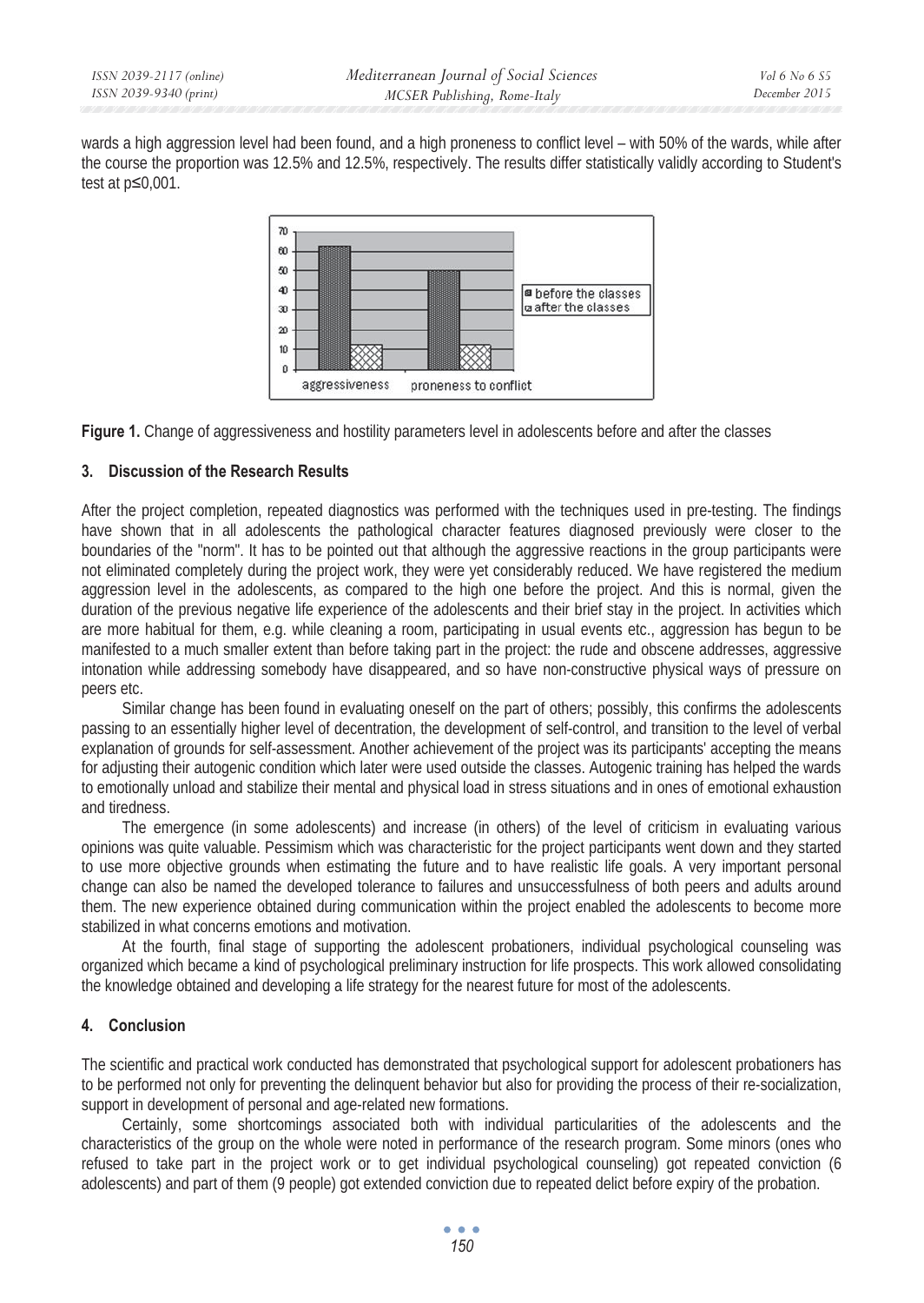wards a high aggression level had been found, and a high proneness to conflict level – with 50% of the wards, while after the course the proportion was 12.5% and 12.5%, respectively. The results differ statistically validly according to Student's test at $p \leq 0{,}001$.

**Figure 1.** Change of aggressiveness and hostility parameters level in adolescents before and after the classes

## 3. Discussion of the Research Results

After the project completion, repeated diagnostics was performed with the techniques used in pre-testing. The findings have shown that in all adolescents the pathological character features diagnosed previously were closer to the boundaries of the "norm". It has to be pointed out that although the aggressive reactions in the group participants were not eliminated completely during the project work, they were yet considerably reduced. We have registered the medium aggression level in the adolescents, as compared to the high one before the project. And this is normal, given the duration of the previous negative life experience of the adolescents and their brief stay in the project. In activities which are more habitual for them, e.g. while cleaning a room, participating in usual events etc., aggression has begun to be manifested to a much smaller extent than before taking part in the project: the rude and obscene addresses, aggressive intonation while addressing somebody have disappeared, and so have non-constructive physical ways of pressure on peers etc.

Similar change has been found in evaluating oneself on the part of others; possibly, this confirms the adolescents passing to an essentially higher level of decentration, the development of self-control, and transition to the level of verbal explanation of grounds for self-assessment. Another achievement of the project was its participants' accepting the means for adjusting their autogenic condition which later were used outside the classes. Autogenic training has helped the wards to emotionally unload and stabilize their mental and physical load in stress situations and in ones of emotional exhaustion and tiredness.

The emergence (in some adolescents) and increase (in others) of the level of criticism in evaluating various opinions was quite valuable. Pessimism which was characteristic for the project participants went down and they started to use more objective grounds when estimating the future and to have realistic life goals. A very important personal change can also be named the developed tolerance to failures and unsuccessfulness of both peers and adults around them. The new experience obtained during communication within the project enabled the adolescents to become more stabilized in what concerns emotions and motivation.

At the fourth, final stage of supporting the adolescent probationers, individual psychological counseling was organized which became a kind of psychological preliminary instruction for life prospects. This work allowed consolidating the knowledge obtained and developing a life strategy for the nearest future for most of the adolescents.

## 4. Conclusion

The scientific and practical work conducted has demonstrated that psychological support for adolescent probationers has to be performed not only for preventing the delinquent behavior but also for providing the process of their re-socialization, support in development of personal and age-related new formations.

Certainly, some shortcomings associated both with individual particularities of the adolescents and the characteristics of the group on the whole were noted in performance of the research program. Some minors (ones who refused to take part in the project work or to get individual psychological counseling) got repeated conviction (6 adolescents) and part of them (9 people) got extended conviction due to repeated delict before expiry of the probation.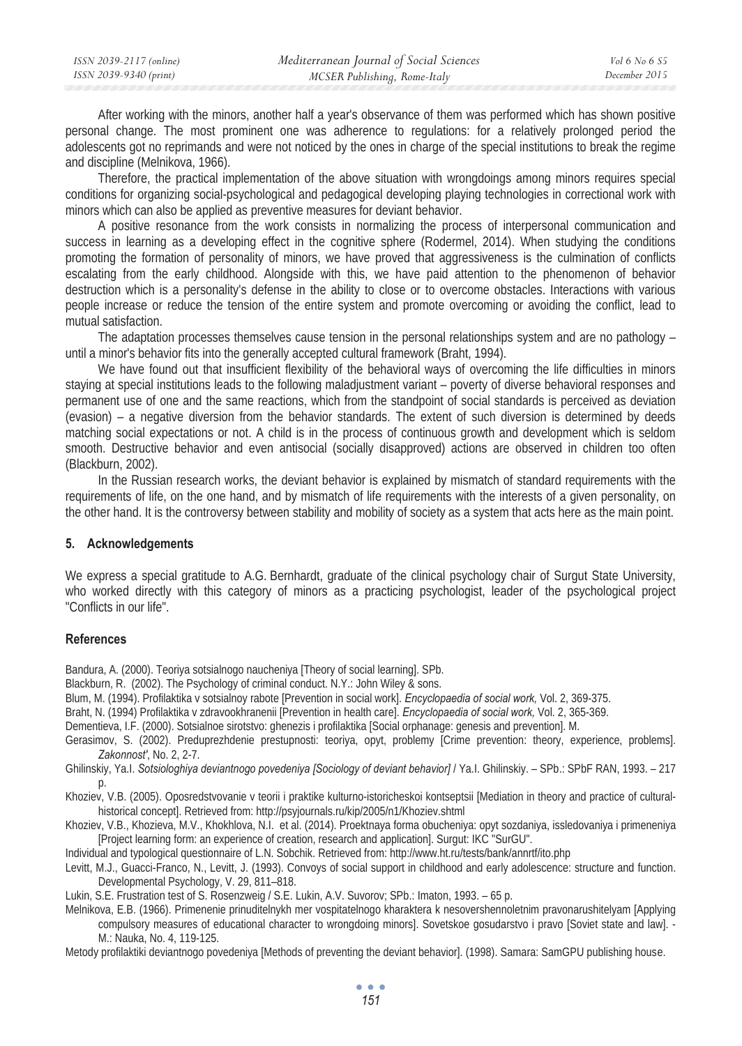After working with the minors, another half a year's observance of them was performed which has shown positive personal change. The most prominent one was adherence to regulations: for a relatively prolonged period the adolescents got no reprimands and were not noticed by the ones in charge of the special institutions to break the regime and discipline (Melnikova, 1966).

Therefore, the practical implementation of the above situation with wrongdoings among minors requires special conditions for organizing social-psychological and pedagogical developing playing technologies in correctional work with minors which can also be applied as preventive measures for deviant behavior.

A positive resonance from the work consists in normalizing the process of interpersonal communication and success in learning as a developing effect in the cognitive sphere (Rodermel, 2014). When studying the conditions promoting the formation of personality of minors, we have proved that aggressiveness is the culmination of conflicts escalating from the early childhood. Alongside with this, we have paid attention to the phenomenon of behavior destruction which is a personality's defense in the ability to close or to overcome obstacles. Interactions with various people increase or reduce the tension of the entire system and promote overcoming or avoiding the conflict, lead to mutual satisfaction.

The adaptation processes themselves cause tension in the personal relationships system and are no pathology – until a minor's behavior fits into the generally accepted cultural framework (Braht, 1994).

We have found out that insufficient flexibility of the behavioral ways of overcoming the life difficulties in minors staying at special institutions leads to the following maladjustment variant – poverty of diverse behavioral responses and permanent use of one and the same reactions, which from the standpoint of social standards is perceived as deviation (evasion) – a negative diversion from the behavior standards. The extent of such diversion is determined by deeds matching social expectations or not. A child is in the process of continuous growth and development which is seldom smooth. Destructive behavior and even antisocial (socially disapproved) actions are observed in children too often (Blackburn, 2002).

In the Russian research works, the deviant behavior is explained by mismatch of standard requirements with the requirements of life, on the one hand, and by mismatch of life requirements with the interests of a given personality, on the other hand. It is the controversy between stability and mobility of society as a system that acts here as the main point.

## 5. Acknowledgements

We express a special gratitude to A.G. Bernhardt, graduate of the clinical psychology chair of Surgut State University, who worked directly with this category of minors as a practicing psychologist, leader of the psychological project "Conflicts in our life".

## References

Bandura, A. (2000). Teoriya sotsialnogo nauchеniya [Theory of social learning]. SPb.

Blackburn, R. (2002). The Psychology of criminal conduct. N.Y.: John Wiley & sons.

Blum, M. (1994). Profilaktika v sotsialnoy rabote [Prevention in social work]. *Encyclopaedia of social work,* Vol. 2, 369-375.

Braht, N. (1994) Profilaktika v zdravookhranenii [Prevention in health care]. *Encyclopaedia of social work,* Vol. 2, 365-369.

Dementieva, I.F. (2000). Sotsialnoe sirotstvo: ghenezis i profilaktika [Social orphanage: genesis and prevention]. M.

Gerasimov, S. (2002). Preduprezhdenie prestupnosti: teoriya, opyt, problemy [Crime prevention: theory, experience, problems]. *Zakonnost'*, No. 2, 2-7.

Ghilinskiy, Ya.I. *Sotsiologhiya deviantnogo povedeniya [Sociology of deviant behavior]* / Ya.I. Ghilinskiy. – SPb.: SPbF RAN, 1993. – 217 p.

Khoziev, V.B. (2005). Oposredstvovanie v teorii i praktike kulturno-istoricheskoi kontseptsii [Mediation in theory and practice of cultural-historical concept]. Retrieved from: http://psyjournals.ru/kip/2005/n1/Khoziev.shtml

Khoziev, V.B., Khozieva, M.V., Khokhlova, N.I. et al. (2014). Proektnaya forma obucheniya: opyt sozdaniya, issledovaniya i primeneniya [Project learning form: an experience of creation, research and application]. Surgut: IKC "SurGU".

Individual and typological questionnaire of L.N. Sobchik. Retrieved from: http://www.ht.ru/tests/bank/annrtf/ito.php

Levitt, M.J., Guacci-Franco, N., Levitt, J. (1993). Convoys of social support in childhood and early adolescence: structure and function. Developmental Psychology, V. 29, 811–818.

Lukin, S.E. Frustration test of S. Rosenzweig / S.E. Lukin, A.V. Suvorov; SPb.: Imaton, 1993. – 65 p.

Melnikova, E.B. (1966). Primenenie prinuditelnykh mer vospitatelnogo kharaktera k nesovershennoletnim pravonarushitelyam [Applying compulsory measures of educational character to wrongdoing minors]. Sovetskoe gosudarstvo i pravo [Soviet state and law]. - M.: Nauka, No. 4, 119-125.

Metody profilaktiki deviantnogo povedeniya [Methods of preventing the deviant behavior]. (1998). Samara: SamGPU publishing house.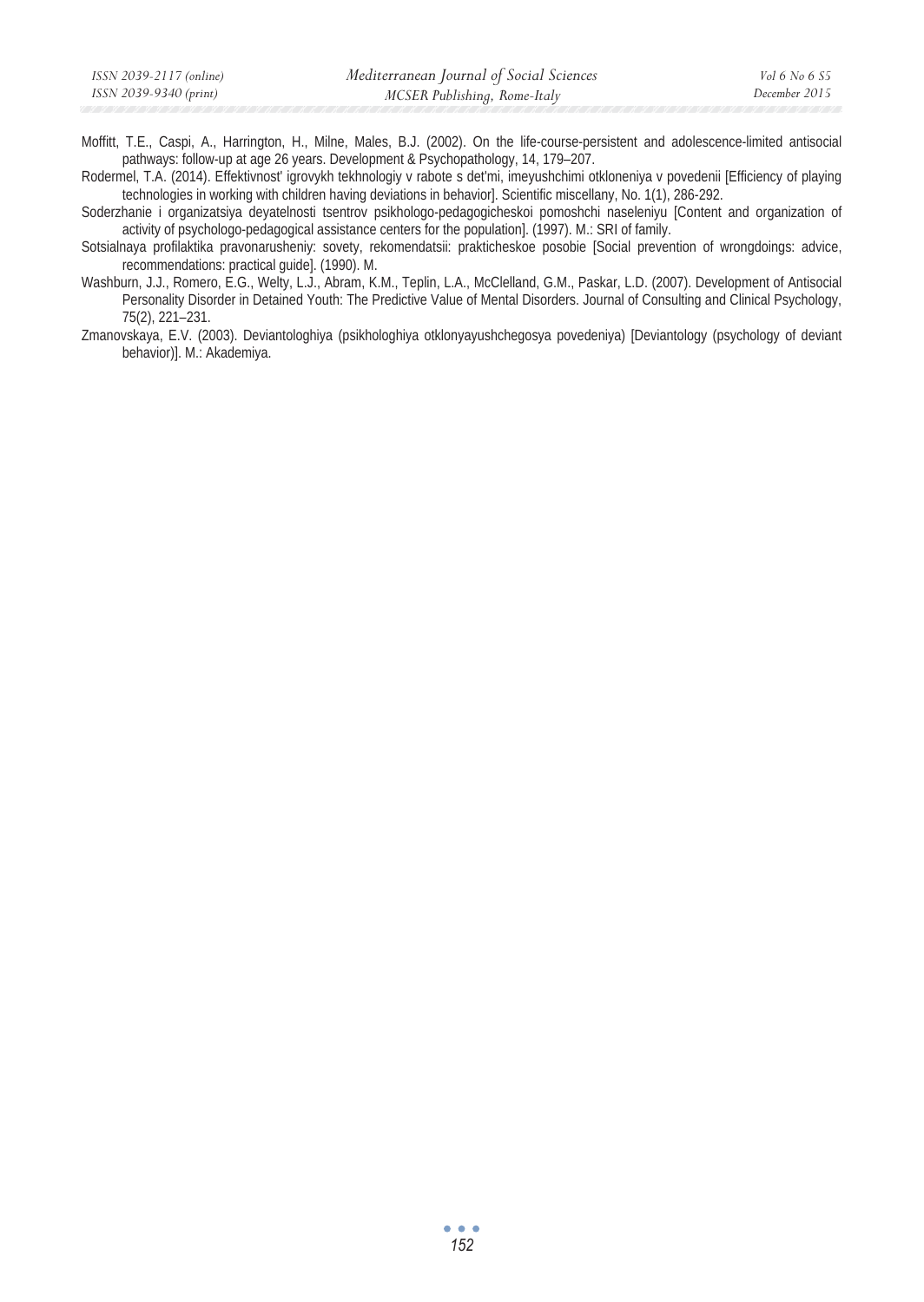Moffitt, T.E., Caspi, A., Harrington, H., Milne, Males, B.J. (2002). On the life-course-persistent and adolescence-limited antisocial pathways: follow-up at age 26 years. Development & Psychopathology, 14, 179–207.

Rodermel, T.A. (2014). Effektivnost' igrovykh tekhnologiy v rabote s det'mi, imeyushchimi otkloneniya v povedenii [Efficiency of playing technologies in working with children having deviations in behavior]. Scientific miscellany, No. 1(1), 286-292.

Soderzhanie i organizatsiya deyatelnosti tsentrov psikhologo-pedagogicheskoi pomoshchi naseleniyu [Content and organization of activity of psychologo-pedagogical assistance centers for the population]. (1997). M.: SRI of family.

Sotsialnaya profilaktika pravonarusheniy: sovety, rekomendatsii: prakticheskoe posobie [Social prevention of wrongdoings: advice, recommendations: practical guide]. (1990). M.

Washburn, J.J., Romero, E.G., Welty, L.J., Abram, K.M., Teplin, L.A., McClelland, G.M., Paskar, L.D. (2007). Development of Antisocial Personality Disorder in Detained Youth: The Predictive Value of Mental Disorders. Journal of Consulting and Clinical Psychology, 75(2), 221–231.

Zmanovskaya, E.V. (2003). Deviantologhiya (psikhologhiya otklonyayushchegosya povedeniya) [Deviantology (psychology of deviant behavior)]. M.: Akademiya.